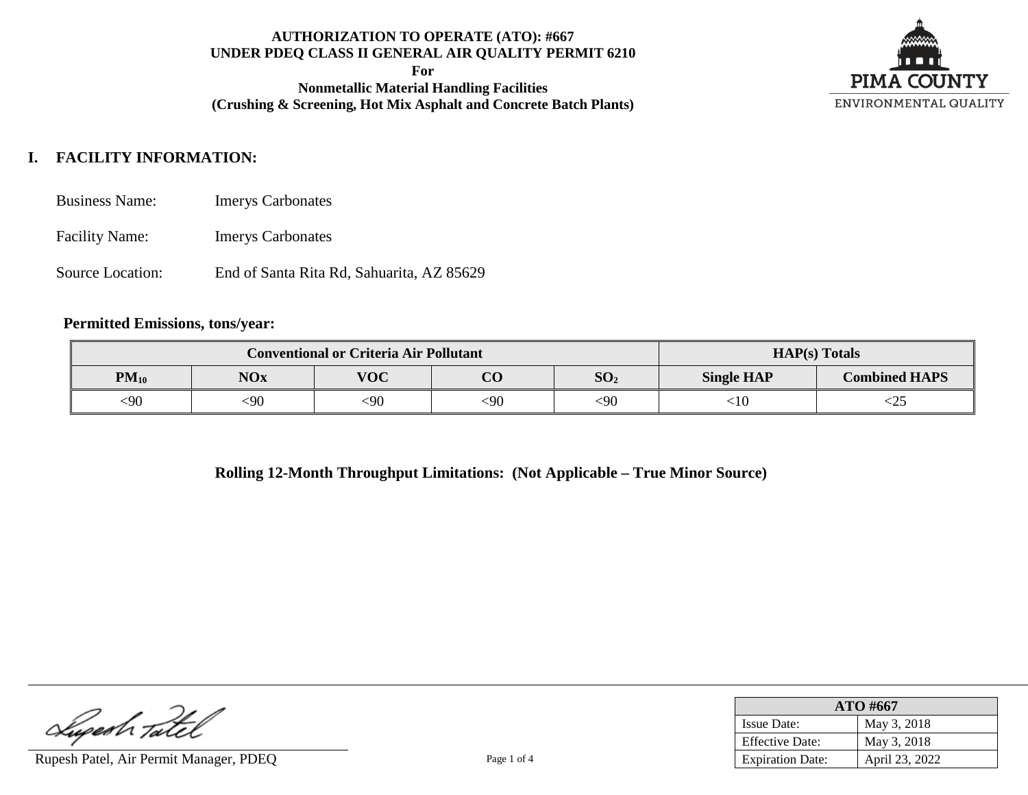**AUTHORIZATION TO OPERATE (ATO): #667**
**UNDER PDEQ CLASS II GENERAL AIR QUALITY PERMIT 6210**
**For**
**Nonmetallic Material Handling Facilities**
**(Crushing & Screening, Hot Mix Asphalt and Concrete Batch Plants)**

PIMA COUNTY
ENVIRONMENTAL QUALITY

## I. FACILITY INFORMATION:

Business Name: Imerys Carbonates

Facility Name: Imerys Carbonates

Source Location: End of Santa Rita Rd, Sahuarita, AZ 85629

**Permitted Emissions, tons/year:**

| Conventional or Criteria Air Pollutant | | | | | HAP(s) Totals | |
|---|---|---|---|---|---|---|
| $PM_{10}$ | NOx | VOC | CO | $SO_2$ | Single HAP | Combined HAPS |
| <90 | <90 | <90 | <90 | <90 | <10 | <25 |

**Rolling 12-Month Throughput Limitations: (Not Applicable – True Minor Source)**

Rupesh Patel, Air Permit Manager, PDEQ

| ATO #667 | |
|---|---|
| Issue Date: | May 3, 2018 |
| Effective Date: | May 3, 2018 |
| Expiration Date: | April 23, 2022 |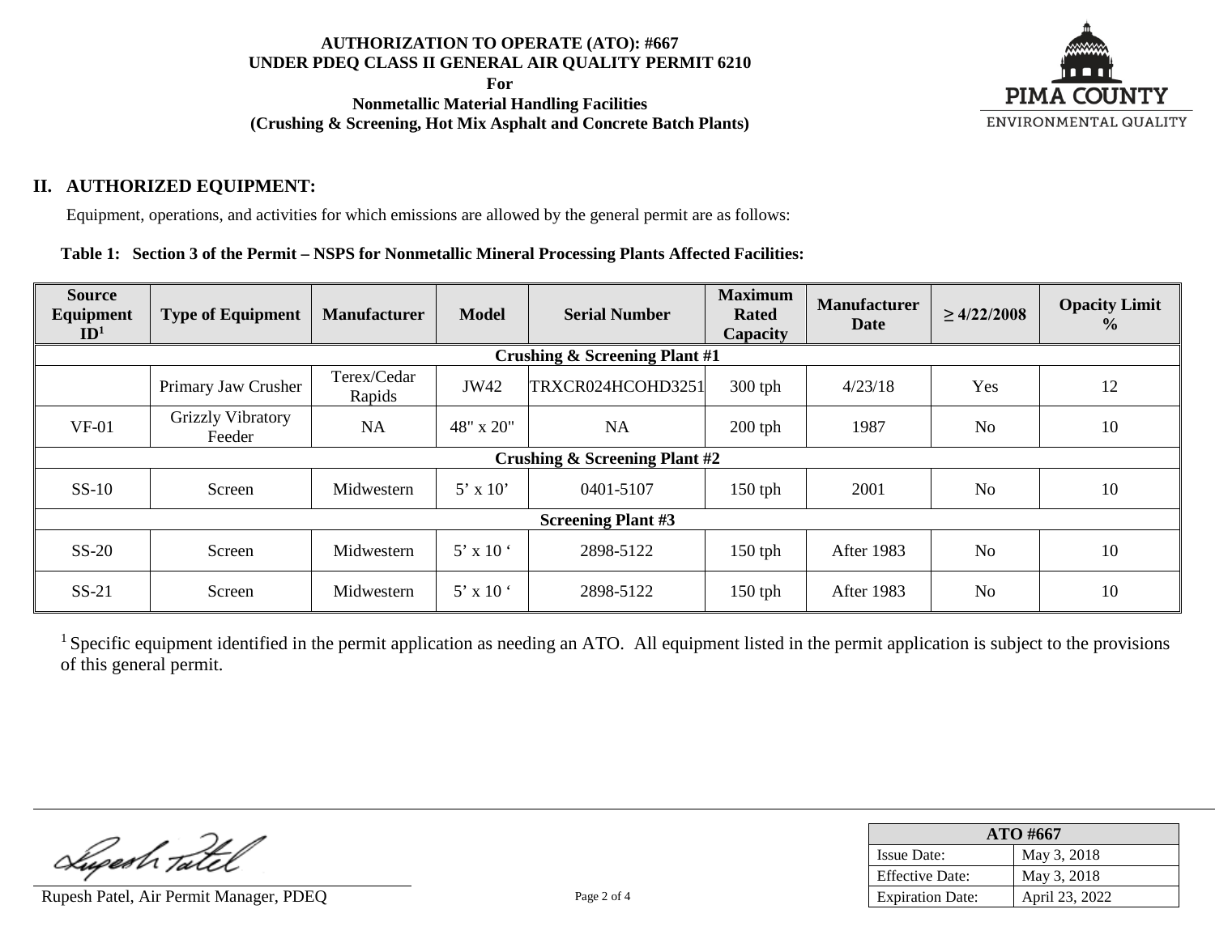**AUTHORIZATION TO OPERATE (ATO): #667**
**UNDER PDEQ CLASS II GENERAL AIR QUALITY PERMIT 6210**
**For**
**Nonmetallic Material Handling Facilities**
**(Crushing & Screening, Hot Mix Asphalt and Concrete Batch Plants)**

PIMA COUNTY
ENVIRONMENTAL QUALITY

## II. AUTHORIZED EQUIPMENT:

Equipment, operations, and activities for which emissions are allowed by the general permit are as follows:

**Table 1: Section 3 of the Permit – NSPS for Nonmetallic Mineral Processing Plants Affected Facilities:**

| Source Equipment ID[1] | Type of Equipment | Manufacturer | Model | Serial Number | Maximum Rated Capacity | Manufacturer Date | ≥ 4/22/2008 | Opacity Limit % |
|---|---|---|---|---|---|---|---|---|
| **Crushing & Screening Plant #1** | | | | | | | | |
| | Primary Jaw Crusher | Terex/Cedar Rapids | JW42 | TRXCR024HCOHD3251 | 300 tph | 4/23/18 | Yes | 12 |
| VF-01 | Grizzly Vibratory Feeder | NA | 48" x 20" | NA | 200 tph | 1987 | No | 10 |
| **Crushing & Screening Plant #2** | | | | | | | | |
| SS-10 | Screen | Midwestern | 5' x 10' | 0401-5107 | 150 tph | 2001 | No | 10 |
| **Screening Plant #3** | | | | | | | | |
| SS-20 | Screen | Midwestern | 5' x 10 ' | 2898-5122 | 150 tph | After 1983 | No | 10 |
| SS-21 | Screen | Midwestern | 5' x 10 ' | 2898-5122 | 150 tph | After 1983 | No | 10 |

[1] Specific equipment identified in the permit application as needing an ATO. All equipment listed in the permit application is subject to the provisions of this general permit.

Rupesh Patel, Air Permit Manager, PDEQ

| ATO #667 | |
|---|---|
| Issue Date: | May 3, 2018 |
| Effective Date: | May 3, 2018 |
| Expiration Date: | April 23, 2022 |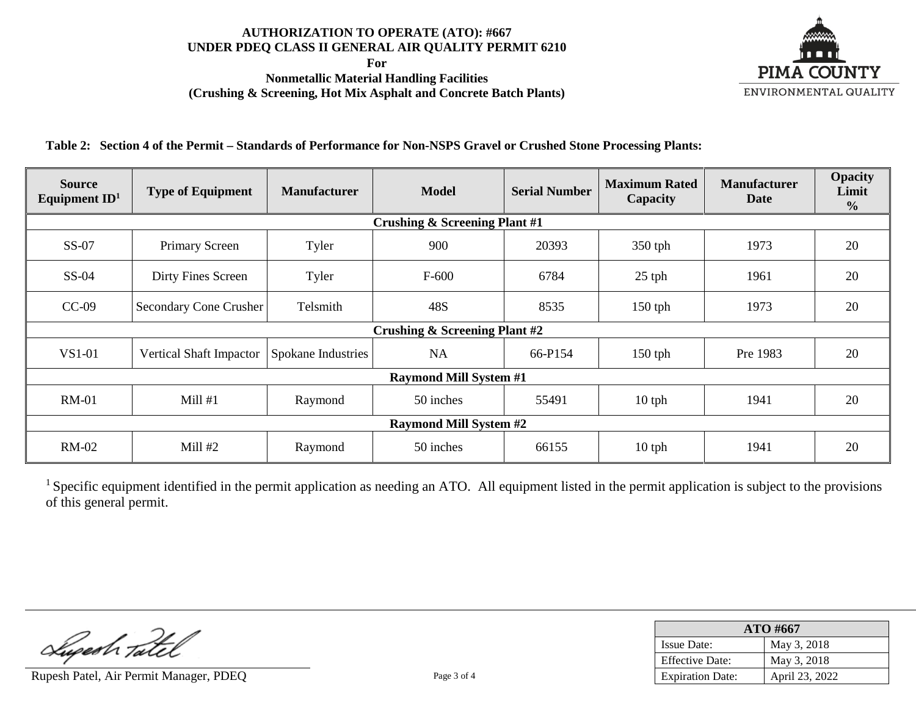**AUTHORIZATION TO OPERATE (ATO): #667**
**UNDER PDEQ CLASS II GENERAL AIR QUALITY PERMIT 6210**
**For**
**Nonmetallic Material Handling Facilities**
**(Crushing & Screening, Hot Mix Asphalt and Concrete Batch Plants)**

PIMA COUNTY
ENVIRONMENTAL QUALITY

**Table 2: Section 4 of the Permit – Standards of Performance for Non-NSPS Gravel or Crushed Stone Processing Plants:**

| Source Equipment ID[1] | Type of Equipment | Manufacturer | Model | Serial Number | Maximum Rated Capacity | Manufacturer Date | Opacity Limit % |
|---|---|---|---|---|---|---|---|
| **Crushing & Screening Plant #1** | | | | | | | |
| SS-07 | Primary Screen | Tyler | 900 | 20393 | 350 tph | 1973 | 20 |
| SS-04 | Dirty Fines Screen | Tyler | F-600 | 6784 | 25 tph | 1961 | 20 |
| CC-09 | Secondary Cone Crusher | Telsmith | 48S | 8535 | 150 tph | 1973 | 20 |
| **Crushing & Screening Plant #2** | | | | | | | |
| VS1-01 | Vertical Shaft Impactor | Spokane Industries | NA | 66-P154 | 150 tph | Pre 1983 | 20 |
| **Raymond Mill System #1** | | | | | | | |
| RM-01 | Mill #1 | Raymond | 50 inches | 55491 | 10 tph | 1941 | 20 |
| **Raymond Mill System #2** | | | | | | | |
| RM-02 | Mill #2 | Raymond | 50 inches | 66155 | 10 tph | 1941 | 20 |

[1] Specific equipment identified in the permit application as needing an ATO. All equipment listed in the permit application is subject to the provisions of this general permit.

Rupesh Patel, Air Permit Manager, PDEQ

| ATO #667 | |
|---|---|
| Issue Date: | May 3, 2018 |
| Effective Date: | May 3, 2018 |
| Expiration Date: | April 23, 2022 |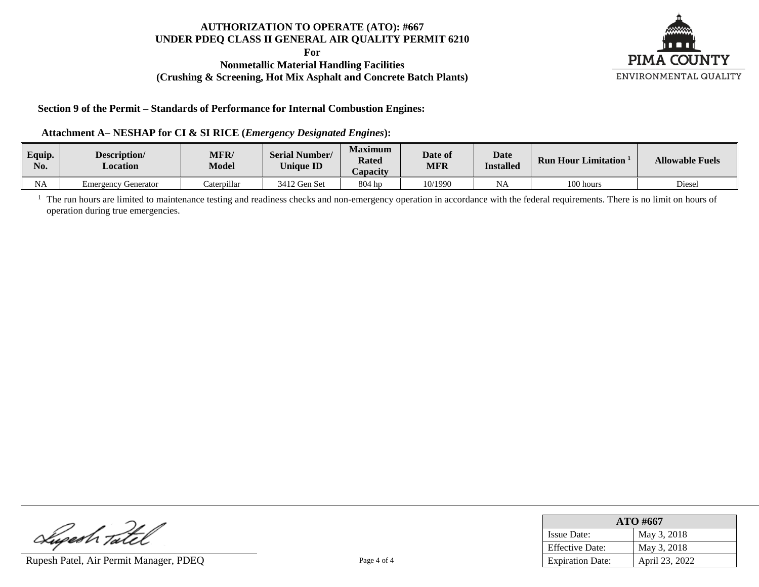**AUTHORIZATION TO OPERATE (ATO): #667**
**UNDER PDEQ CLASS II GENERAL AIR QUALITY PERMIT 6210**
**For**
**Nonmetallic Material Handling Facilities**
**(Crushing & Screening, Hot Mix Asphalt and Concrete Batch Plants)**

PIMA COUNTY
ENVIRONMENTAL QUALITY

**Section 9 of the Permit – Standards of Performance for Internal Combustion Engines:**

**Attachment A– NESHAP for CI & SI RICE (*Emergency Designated Engines*):**

| Equip. No. | Description/ Location | MFR/ Model | Serial Number/ Unique ID | Maximum Rated Capacity | Date of MFR | Date Installed | Run Hour Limitation [1] | Allowable Fuels |
|---|---|---|---|---|---|---|---|---|
| NA | Emergency Generator | Caterpillar | 3412 Gen Set | 804 hp | 10/1990 | NA | 100 hours | Diesel |

[1] The run hours are limited to maintenance testing and readiness checks and non-emergency operation in accordance with the federal requirements. There is no limit on hours of operation during true emergencies.

Rupesh Patel, Air Permit Manager, PDEQ

| ATO #667 | |
|---|---|
| Issue Date: | May 3, 2018 |
| Effective Date: | May 3, 2018 |
| Expiration Date: | April 23, 2022 |